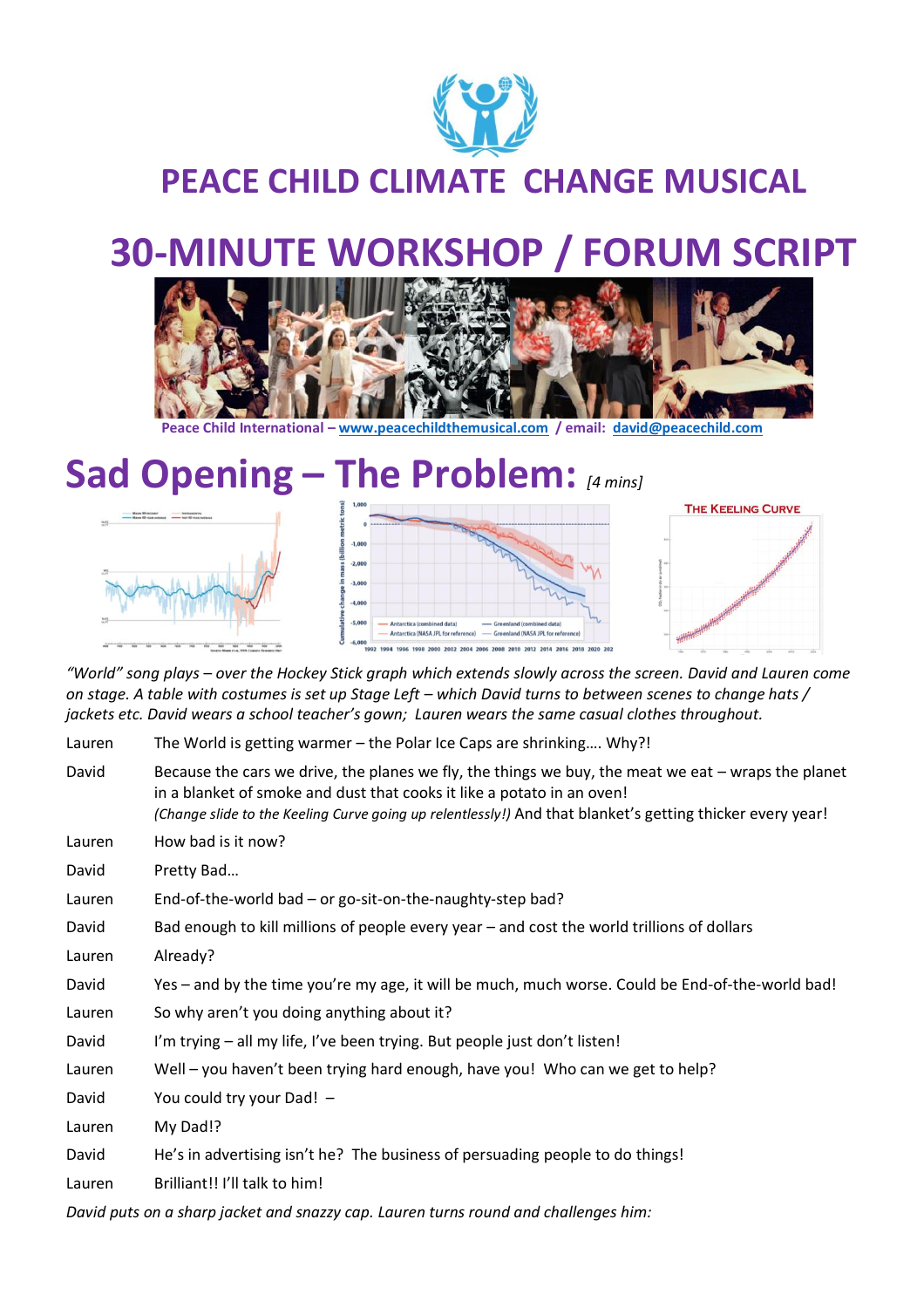# PEACE CHILD CLIMATE CHANGE MUSICAL

# 30-MINUTE WORKSHOP / FORUM SCRIPT

**Peace Child International – www.peacechildthemusical.com / email: david@peacechild.com**

## Sad Opening – The Problem: *[4 mins]*

*"World" song plays – over the Hockey Stick graph which extends slowly across the screen. David and Lauren come on stage. A table with costumes is set up Stage Left – which David turns to between scenes to change hats / jackets etc. David wears a school teacher's gown; Lauren wears the same casual clothes throughout.*

| | |
|---|---|
| Lauren | The World is getting warmer – the Polar Ice Caps are shrinking…. Why?! |
| David | Because the cars we drive, the planes we fly, the things we buy, the meat we eat – wraps the planet in a blanket of smoke and dust that cooks it like a potato in an oven! *(Change slide to the Keeling Curve going up relentlessly!)* And that blanket's getting thicker every year! |
| Lauren | How bad is it now? |
| David | Pretty Bad… |
| Lauren | End-of-the-world bad – or go-sit-on-the-naughty-step bad? |
| David | Bad enough to kill millions of people every year – and cost the world trillions of dollars |
| Lauren | Already? |
| David | Yes – and by the time you're my age, it will be much, much worse. Could be End-of-the-world bad! |
| Lauren | So why aren't you doing anything about it? |
| David | I'm trying – all my life, I've been trying. But people just don't listen! |
| Lauren | Well – you haven't been trying hard enough, have you! Who can we get to help? |
| David | You could try your Dad! – |
| Lauren | My Dad!? |
| David | He's in advertising isn't he? The business of persuading people to do things! |
| Lauren | Brilliant!! I'll talk to him! |

*David puts on a sharp jacket and snazzy cap. Lauren turns round and challenges him:*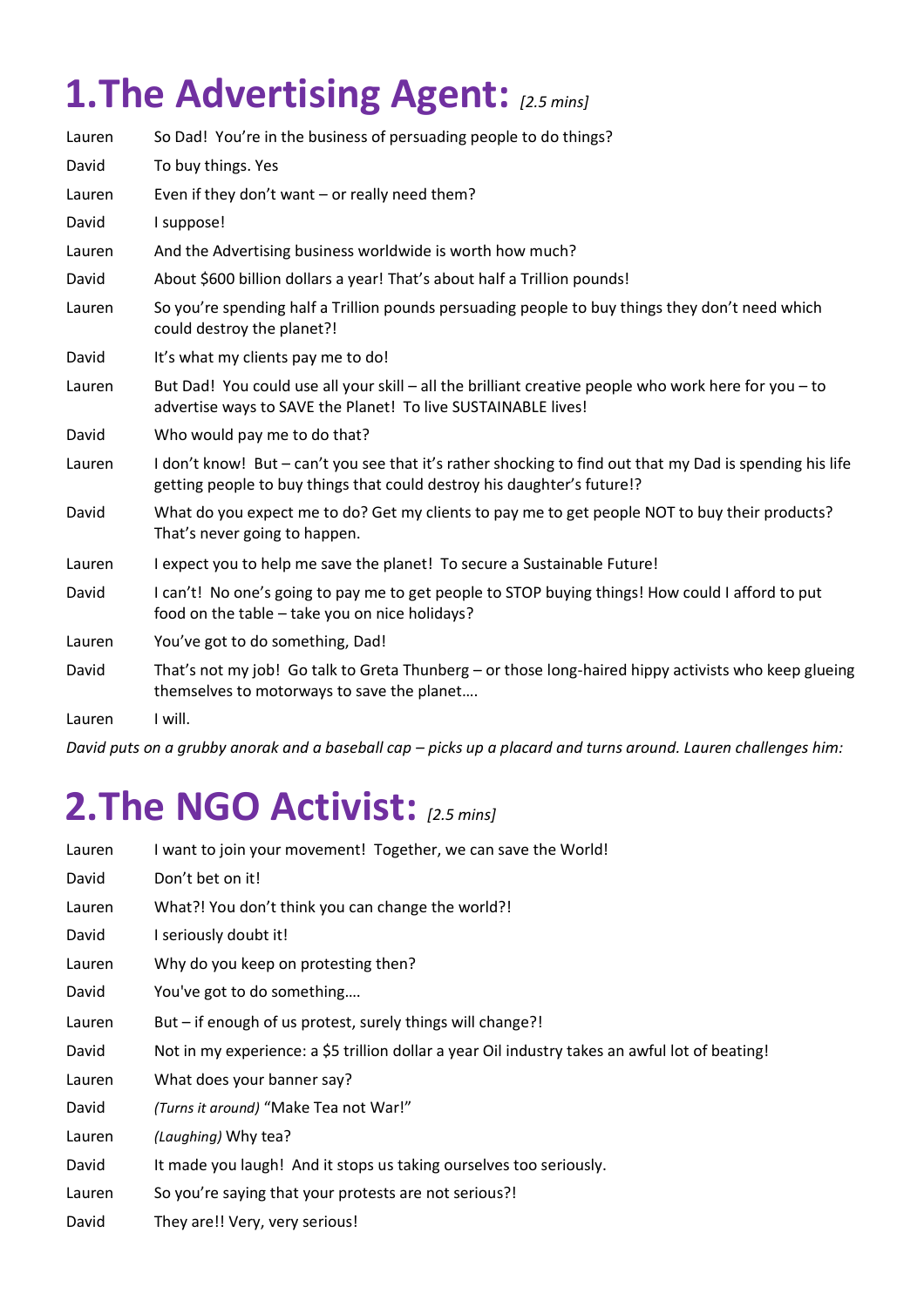# 1.The Advertising Agent: *[2.5 mins]*

| | |
|---|---|
| Lauren | So Dad! You're in the business of persuading people to do things? |
| David | To buy things. Yes |
| Lauren | Even if they don't want – or really need them? |
| David | I suppose! |
| Lauren | And the Advertising business worldwide is worth how much? |
| David | About $600 billion dollars a year! That's about half a Trillion pounds! |
| Lauren | So you're spending half a Trillion pounds persuading people to buy things they don't need which could destroy the planet?! |
| David | It's what my clients pay me to do! |
| Lauren | But Dad! You could use all your skill – all the brilliant creative people who work here for you – to advertise ways to SAVE the Planet! To live SUSTAINABLE lives! |
| David | Who would pay me to do that? |
| Lauren | I don't know! But – can't you see that it's rather shocking to find out that my Dad is spending his life getting people to buy things that could destroy his daughter's future!? |
| David | What do you expect me to do? Get my clients to pay me to get people NOT to buy their products? That's never going to happen. |
| Lauren | I expect you to help me save the planet! To secure a Sustainable Future! |
| David | I can't! No one's going to pay me to get people to STOP buying things! How could I afford to put food on the table – take you on nice holidays? |
| Lauren | You've got to do something, Dad! |
| David | That's not my job! Go talk to Greta Thunberg – or those long-haired hippy activists who keep glueing themselves to motorways to save the planet…. |
| Lauren | I will. |

*David puts on a grubby anorak and a baseball cap – picks up a placard and turns around. Lauren challenges him:*

# 2.The NGO Activist: *[2.5 mins]*

| | |
|---|---|
| Lauren | I want to join your movement! Together, we can save the World! |
| David | Don't bet on it! |
| Lauren | What?! You don't think you can change the world?! |
| David | I seriously doubt it! |
| Lauren | Why do you keep on protesting then? |
| David | You've got to do something…. |
| Lauren | But – if enough of us protest, surely things will change?! |
| David | Not in my experience: a $5 trillion dollar a year Oil industry takes an awful lot of beating! |
| Lauren | What does your banner say? |
| David | *(Turns it around)* "Make Tea not War!" |
| Lauren | *(Laughing)* Why tea? |
| David | It made you laugh! And it stops us taking ourselves too seriously. |
| Lauren | So you're saying that your protests are not serious?! |
| David | They are!! Very, very serious! |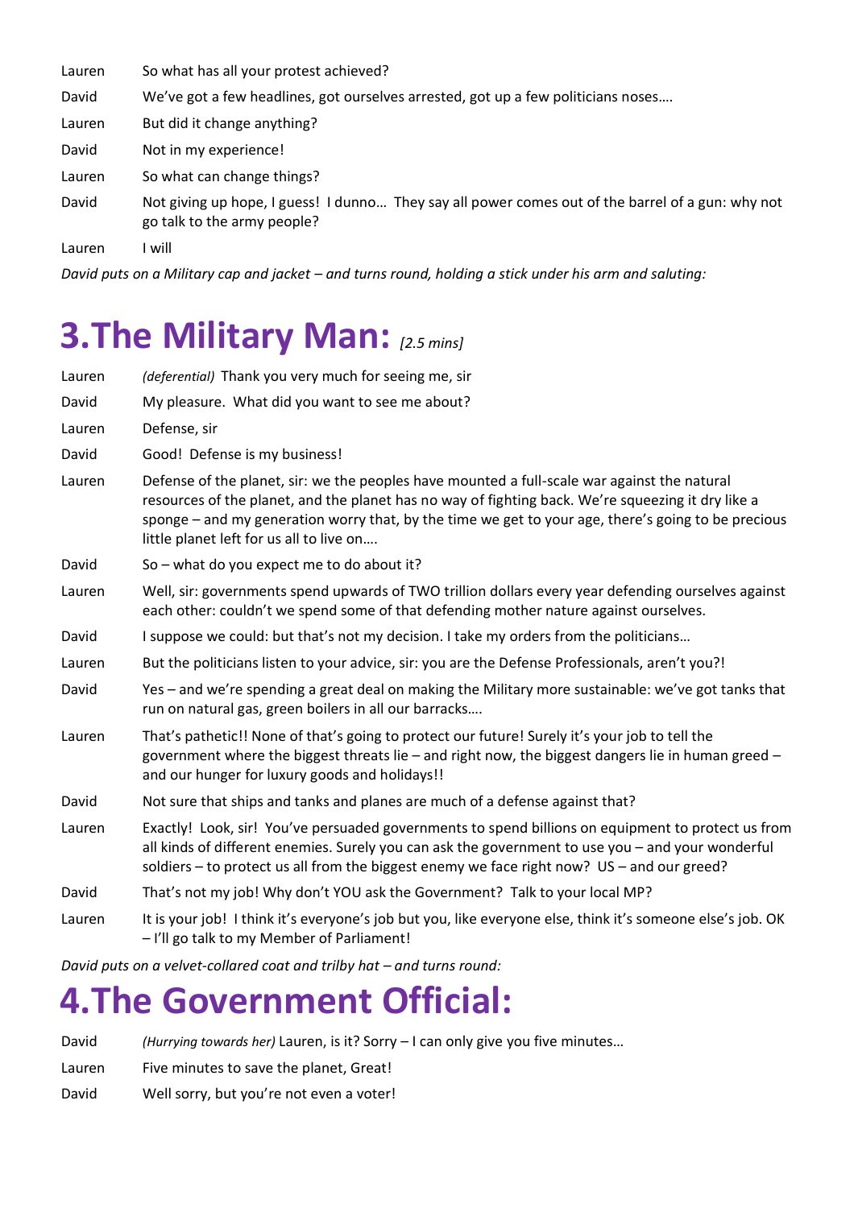Lauren So what has all your protest achieved?

David We've got a few headlines, got ourselves arrested, got up a few politicians noses….

Lauren But did it change anything?

David Not in my experience!

Lauren So what can change things?

David Not giving up hope, I guess! I dunno… They say all power comes out of the barrel of a gun: why not go talk to the army people?

Lauren I will

*David puts on a Military cap and jacket – and turns round, holding a stick under his arm and saluting:*

# 3.The Military Man: *[2.5 mins]*

Lauren *(deferential)* Thank you very much for seeing me, sir

David My pleasure. What did you want to see me about?

Lauren Defense, sir

David Good! Defense is my business!

Lauren Defense of the planet, sir: we the peoples have mounted a full-scale war against the natural resources of the planet, and the planet has no way of fighting back. We're squeezing it dry like a sponge – and my generation worry that, by the time we get to your age, there's going to be precious little planet left for us all to live on….

David So – what do you expect me to do about it?

Lauren Well, sir: governments spend upwards of TWO trillion dollars every year defending ourselves against each other: couldn't we spend some of that defending mother nature against ourselves.

David I suppose we could: but that's not my decision. I take my orders from the politicians…

Lauren But the politicians listen to your advice, sir: you are the Defense Professionals, aren't you?!

David Yes – and we're spending a great deal on making the Military more sustainable: we've got tanks that run on natural gas, green boilers in all our barracks….

Lauren That's pathetic!! None of that's going to protect our future! Surely it's your job to tell the government where the biggest threats lie – and right now, the biggest dangers lie in human greed – and our hunger for luxury goods and holidays!!

David Not sure that ships and tanks and planes are much of a defense against that?

Lauren Exactly! Look, sir! You've persuaded governments to spend billions on equipment to protect us from all kinds of different enemies. Surely you can ask the government to use you – and your wonderful soldiers – to protect us all from the biggest enemy we face right now? US – and our greed?

David That's not my job! Why don't YOU ask the Government? Talk to your local MP?

Lauren It is your job! I think it's everyone's job but you, like everyone else, think it's someone else's job. OK – I'll go talk to my Member of Parliament!

*David puts on a velvet-collared coat and trilby hat – and turns round:*

# 4.The Government Official:

David *(Hurrying towards her)* Lauren, is it? Sorry – I can only give you five minutes…

Lauren Five minutes to save the planet, Great!

David Well sorry, but you're not even a voter!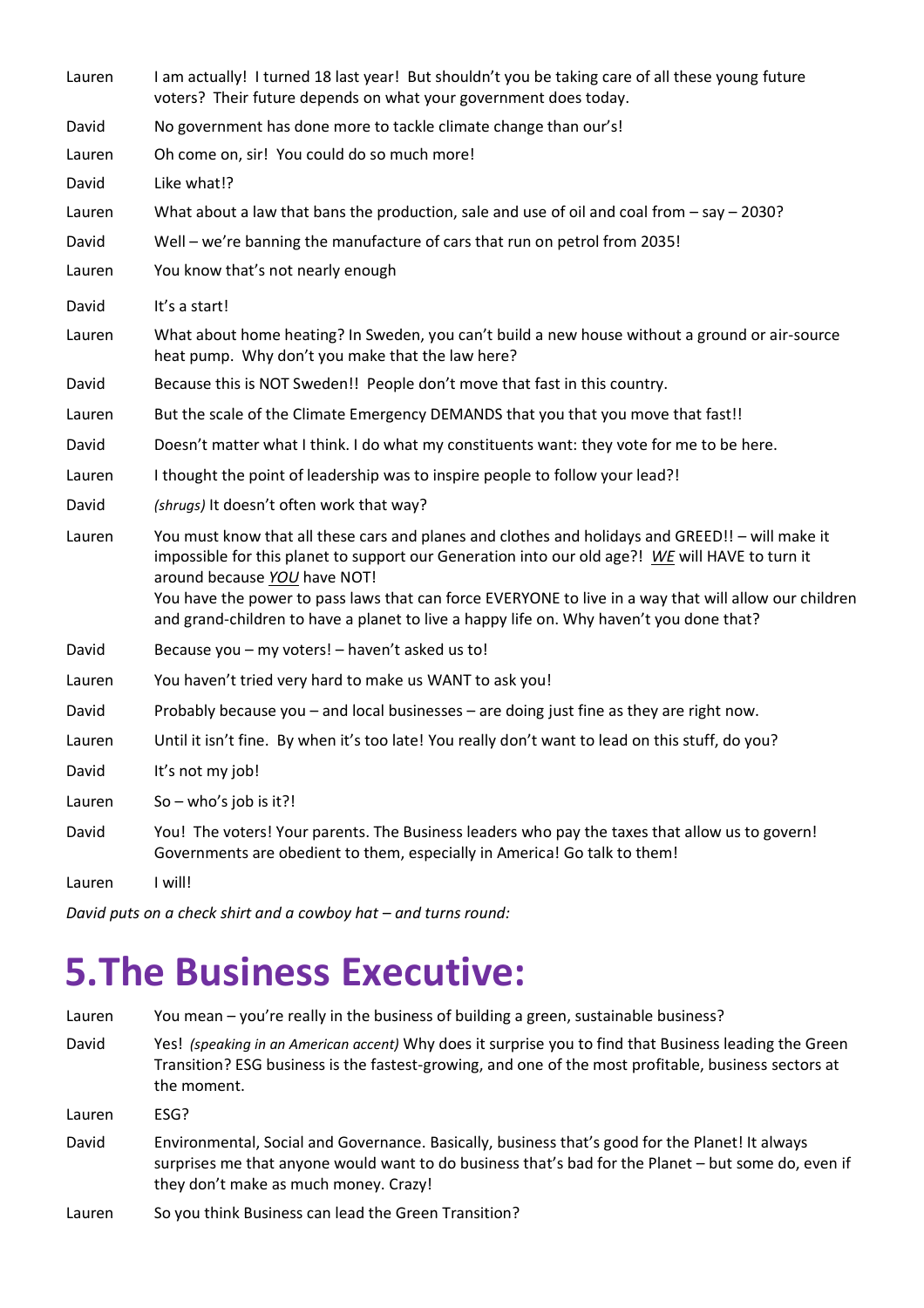| | |
|---|---|
| Lauren | I am actually! I turned 18 last year! But shouldn't you be taking care of all these young future voters? Their future depends on what your government does today. |
| David | No government has done more to tackle climate change than our's! |
| Lauren | Oh come on, sir! You could do so much more! |
| David | Like what!? |
| Lauren | What about a law that bans the production, sale and use of oil and coal from – say – 2030? |
| David | Well – we're banning the manufacture of cars that run on petrol from 2035! |
| Lauren | You know that's not nearly enough |
| David | It's a start! |
| Lauren | What about home heating? In Sweden, you can't build a new house without a ground or air-source heat pump. Why don't you make that the law here? |
| David | Because this is NOT Sweden!! People don't move that fast in this country. |
| Lauren | But the scale of the Climate Emergency DEMANDS that you that you move that fast!! |
| David | Doesn't matter what I think. I do what my constituents want: they vote for me to be here. |
| Lauren | I thought the point of leadership was to inspire people to follow your lead?! |
| David | *(shrugs)* It doesn't often work that way? |
| Lauren | You must know that all these cars and planes and clothes and holidays and GREED!! – will make it impossible for this planet to support our Generation into our old age?! ***WE*** will HAVE to turn it around because ***YOU*** have NOT!<br>You have the power to pass laws that can force EVERYONE to live in a way that will allow our children and grand-children to have a planet to live a happy life on. Why haven't you done that? |
| David | Because you – my voters! – haven't asked us to! |
| Lauren | You haven't tried very hard to make us WANT to ask you! |
| David | Probably because you – and local businesses – are doing just fine as they are right now. |
| Lauren | Until it isn't fine. By when it's too late! You really don't want to lead on this stuff, do you? |
| David | It's not my job! |
| Lauren | So – who's job is it?! |
| David | You! The voters! Your parents. The Business leaders who pay the taxes that allow us to govern! Governments are obedient to them, especially in America! Go talk to them! |
| Lauren | I will! |

*David puts on a check shirt and a cowboy hat – and turns round:*

# 5.The Business Executive:

| | |
|---|---|
| Lauren | You mean – you're really in the business of building a green, sustainable business? |
| David | Yes! *(speaking in an American accent)* Why does it surprise you to find that Business leading the Green Transition? ESG business is the fastest-growing, and one of the most profitable, business sectors at the moment. |
| Lauren | ESG? |
| David | Environmental, Social and Governance. Basically, business that's good for the Planet! It always surprises me that anyone would want to do business that's bad for the Planet – but some do, even if they don't make as much money. Crazy! |
| Lauren | So you think Business can lead the Green Transition? |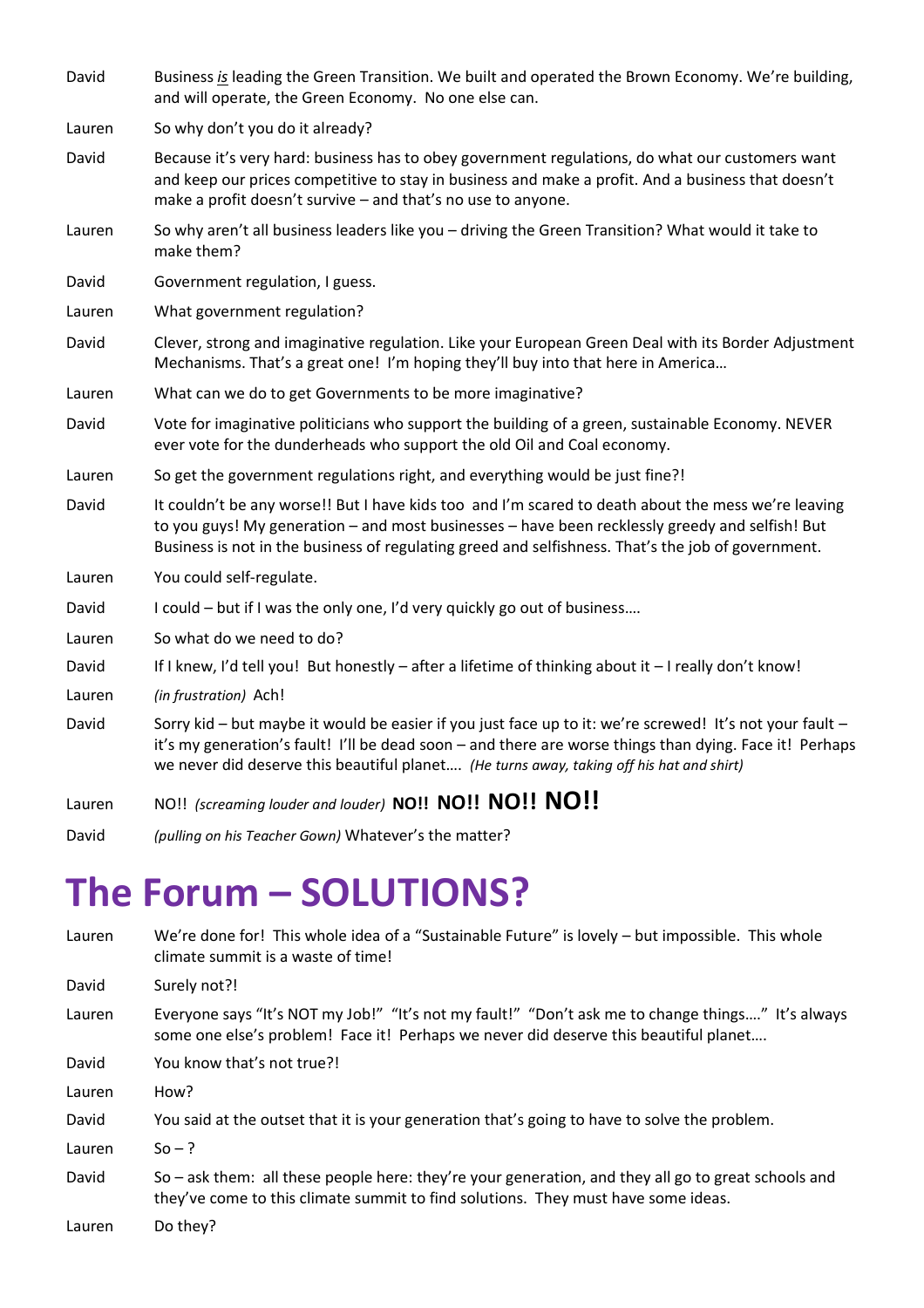| | |
|---|---|
| David | Business *is* leading the Green Transition. We built and operated the Brown Economy. We're building, and will operate, the Green Economy. No one else can. |
| Lauren | So why don't you do it already? |
| David | Because it's very hard: business has to obey government regulations, do what our customers want and keep our prices competitive to stay in business and make a profit. And a business that doesn't make a profit doesn't survive – and that's no use to anyone. |
| Lauren | So why aren't all business leaders like you – driving the Green Transition? What would it take to make them? |
| David | Government regulation, I guess. |
| Lauren | What government regulation? |
| David | Clever, strong and imaginative regulation. Like your European Green Deal with its Border Adjustment Mechanisms. That's a great one! I'm hoping they'll buy into that here in America… |
| Lauren | What can we do to get Governments to be more imaginative? |
| David | Vote for imaginative politicians who support the building of a green, sustainable Economy. NEVER ever vote for the dunderheads who support the old Oil and Coal economy. |
| Lauren | So get the government regulations right, and everything would be just fine?! |
| David | It couldn't be any worse!! But I have kids too and I'm scared to death about the mess we're leaving to you guys! My generation – and most businesses – have been recklessly greedy and selfish! But Business is not in the business of regulating greed and selfishness. That's the job of government. |
| Lauren | You could self-regulate. |
| David | I could – but if I was the only one, I'd very quickly go out of business…. |
| Lauren | So what do we need to do? |
| David | If I knew, I'd tell you! But honestly – after a lifetime of thinking about it – I really don't know! |
| Lauren | *(in frustration)* Ach! |
| David | Sorry kid – but maybe it would be easier if you just face up to it: we're screwed! It's not your fault – it's my generation's fault! I'll be dead soon – and there are worse things than dying. Face it! Perhaps we never did deserve this beautiful planet…. *(He turns away, taking off his hat and shirt)* |
| Lauren | NO!! *(screaming louder and louder)* **NO!! NO!! NO!! NO!!** |
| David | *(pulling on his Teacher Gown)* Whatever's the matter? |

# The Forum – SOLUTIONS?

| | |
|---|---|
| Lauren | We're done for! This whole idea of a "Sustainable Future" is lovely – but impossible. This whole climate summit is a waste of time! |
| David | Surely not?! |
| Lauren | Everyone says "It's NOT my Job!" "It's not my fault!" "Don't ask me to change things…." It's always some one else's problem! Face it! Perhaps we never did deserve this beautiful planet…. |
| David | You know that's not true?! |
| Lauren | How? |
| David | You said at the outset that it is your generation that's going to have to solve the problem. |
| Lauren | So – ? |
| David | So – ask them: all these people here: they're your generation, and they all go to great schools and they've come to this climate summit to find solutions. They must have some ideas. |
| Lauren | Do they? |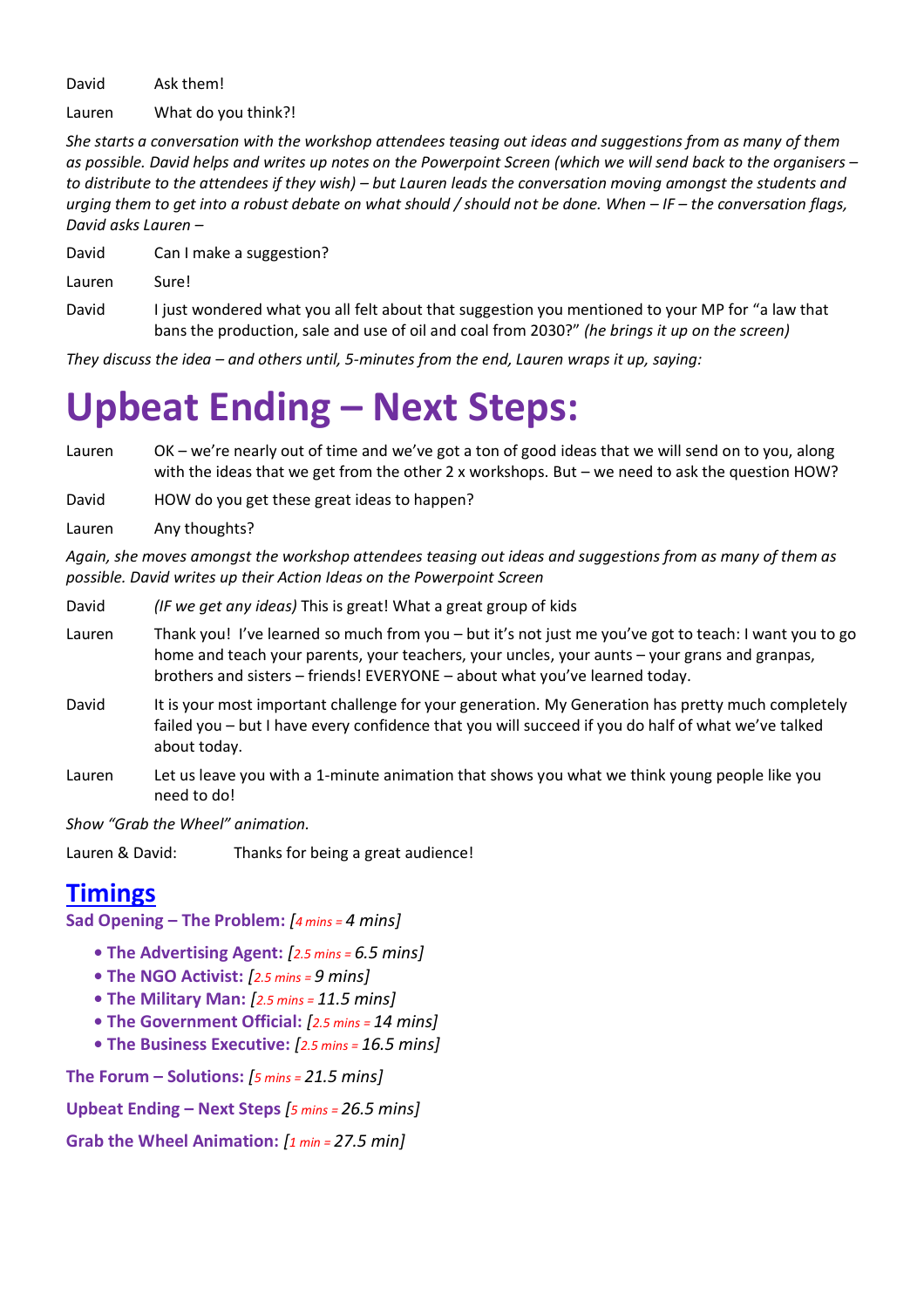David Ask them!

Lauren What do you think?!

*She starts a conversation with the workshop attendees teasing out ideas and suggestions from as many of them as possible. David helps and writes up notes on the Powerpoint Screen (which we will send back to the organisers – to distribute to the attendees if they wish) – but Lauren leads the conversation moving amongst the students and urging them to get into a robust debate on what should / should not be done. When – IF – the conversation flags, David asks Lauren –*

David Can I make a suggestion?

Lauren Sure!

David I just wondered what you all felt about that suggestion you mentioned to your MP for "a law that bans the production, sale and use of oil and coal from 2030?" *(he brings it up on the screen)*

*They discuss the idea – and others until, 5-minutes from the end, Lauren wraps it up, saying:*

# Upbeat Ending – Next Steps:

Lauren OK – we're nearly out of time and we've got a ton of good ideas that we will send on to you, along with the ideas that we get from the other 2 x workshops. But – we need to ask the question HOW?

David HOW do you get these great ideas to happen?

Lauren Any thoughts?

*Again, she moves amongst the workshop attendees teasing out ideas and suggestions from as many of them as possible. David writes up their Action Ideas on the Powerpoint Screen*

David *(IF we get any ideas)* This is great! What a great group of kids

Lauren Thank you! I've learned so much from you – but it's not just me you've got to teach: I want you to go home and teach your parents, your teachers, your uncles, your aunts – your grans and granpas, brothers and sisters – friends! EVERYONE – about what you've learned today.

David It is your most important challenge for your generation. My Generation has pretty much completely failed you – but I have every confidence that you will succeed if you do half of what we've talked about today.

Lauren Let us leave you with a 1-minute animation that shows you what we think young people like you need to do!

*Show "Grab the Wheel" animation.*

Lauren & David: Thanks for being a great audience!

## Timings

**Sad Opening – The Problem:** *[4 mins = 4 mins]*

- **The Advertising Agent:** *[2.5 mins = 6.5 mins]*
- **The NGO Activist:** *[2.5 mins = 9 mins]*
- **The Military Man:** *[2.5 mins = 11.5 mins]*
- **The Government Official:** *[2.5 mins = 14 mins]*
- **The Business Executive:** *[2.5 mins = 16.5 mins]*

**The Forum – Solutions:** *[5 mins = 21.5 mins]*

**Upbeat Ending – Next Steps** *[5 mins = 26.5 mins]*

**Grab the Wheel Animation:** *[1 min = 27.5 min]*